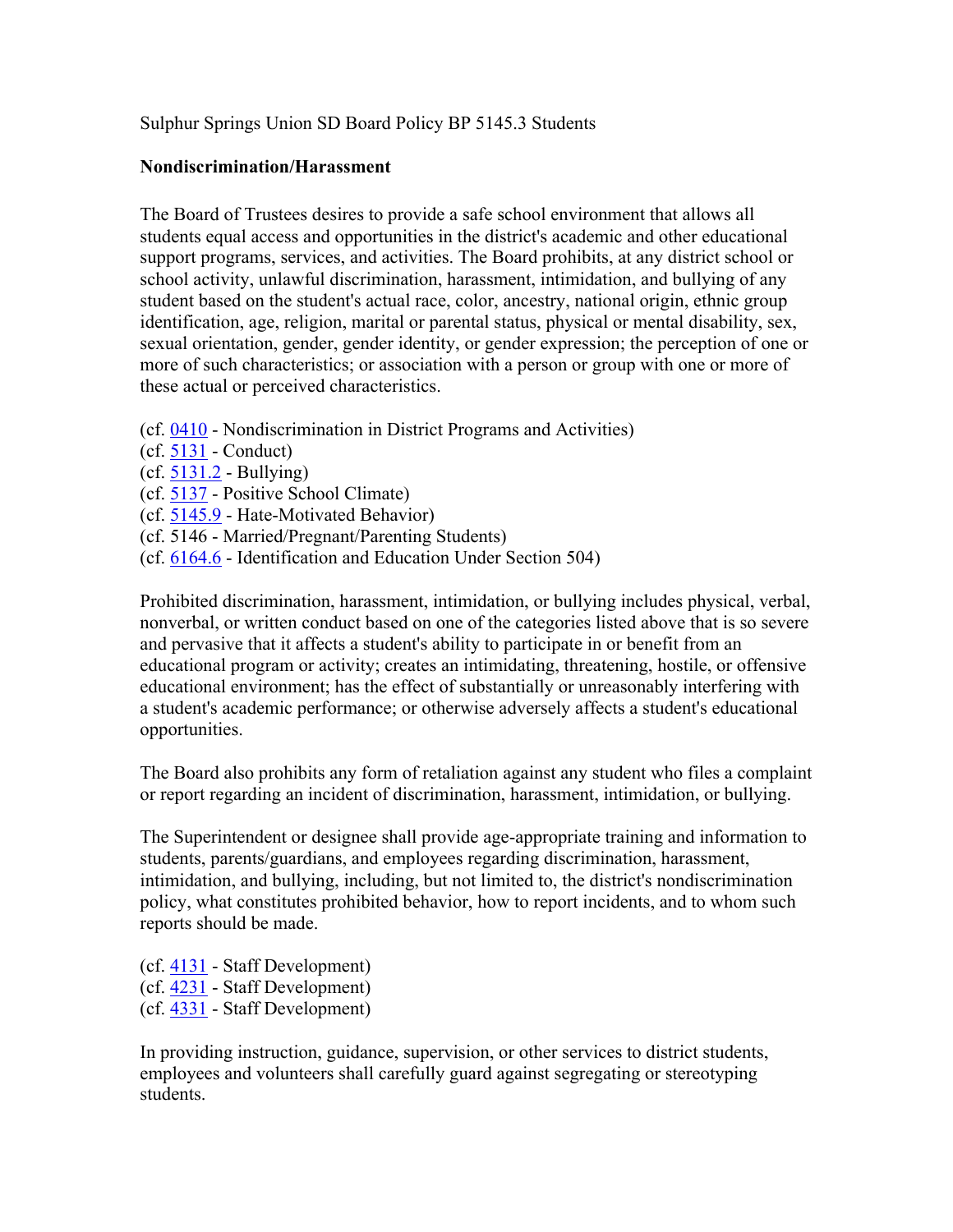Sulphur Springs Union SD Board Policy BP 5145.3 Students

**Nondiscrimination/Harassment**

The Board of Trustees desires to provide a safe school environment that allows all students equal access and opportunities in the district's academic and other educational support programs, services, and activities. The Board prohibits, at any district school or school activity, unlawful discrimination, harassment, intimidation, and bullying of any student based on the student's actual race, color, ancestry, national origin, ethnic group identification, age, religion, marital or parental status, physical or mental disability, sex, sexual orientation, gender, gender identity, or gender expression; the perception of one or more of such characteristics; or association with a person or group with one or more of these actual or perceived characteristics.

(cf. 0410 - Nondiscrimination in District Programs and Activities)
(cf. 5131 - Conduct)
(cf. 5131.2 - Bullying)
(cf. 5137 - Positive School Climate)
(cf. 5145.9 - Hate-Motivated Behavior)
(cf. 5146 - Married/Pregnant/Parenting Students)
(cf. 6164.6 - Identification and Education Under Section 504)

Prohibited discrimination, harassment, intimidation, or bullying includes physical, verbal, nonverbal, or written conduct based on one of the categories listed above that is so severe and pervasive that it affects a student's ability to participate in or benefit from an educational program or activity; creates an intimidating, threatening, hostile, or offensive educational environment; has the effect of substantially or unreasonably interfering with a student's academic performance; or otherwise adversely affects a student's educational opportunities.

The Board also prohibits any form of retaliation against any student who files a complaint or report regarding an incident of discrimination, harassment, intimidation, or bullying.

The Superintendent or designee shall provide age-appropriate training and information to students, parents/guardians, and employees regarding discrimination, harassment, intimidation, and bullying, including, but not limited to, the district's nondiscrimination policy, what constitutes prohibited behavior, how to report incidents, and to whom such reports should be made.

(cf. 4131 - Staff Development)
(cf. 4231 - Staff Development)
(cf. 4331 - Staff Development)

In providing instruction, guidance, supervision, or other services to district students, employees and volunteers shall carefully guard against segregating or stereotyping students.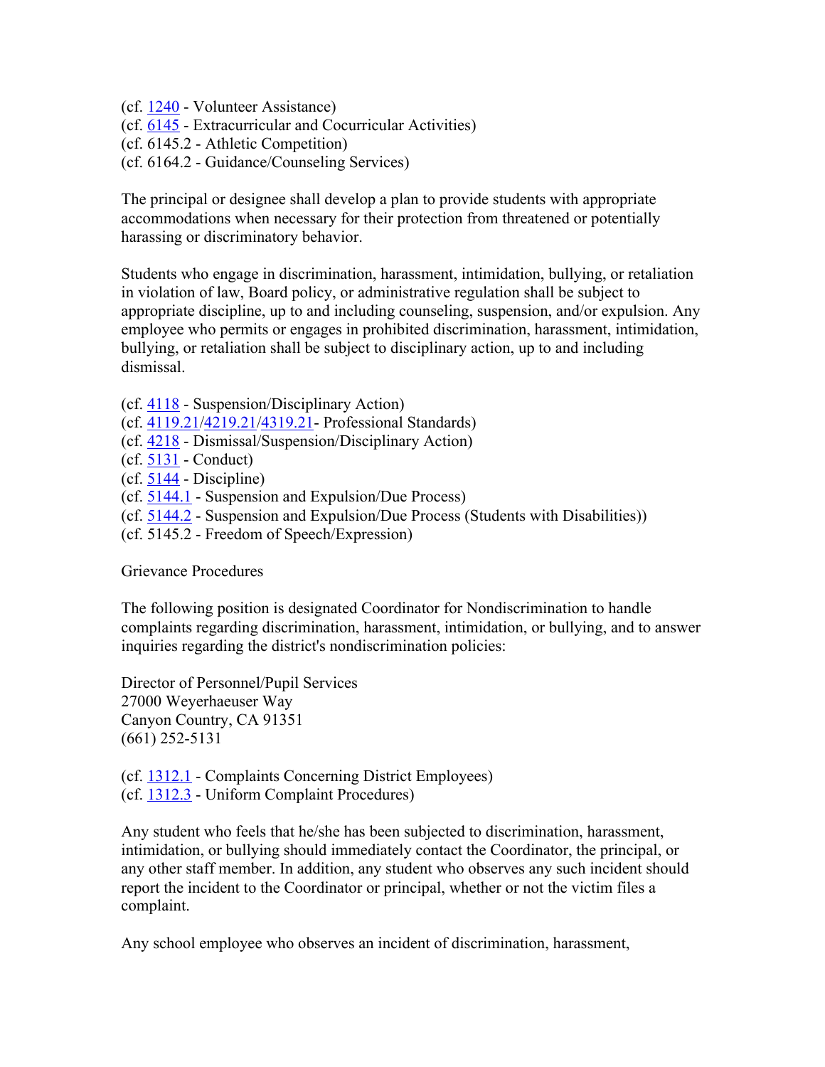(cf. 1240 - Volunteer Assistance)
(cf. 6145 - Extracurricular and Cocurricular Activities)
(cf. 6145.2 - Athletic Competition)
(cf. 6164.2 - Guidance/Counseling Services)

The principal or designee shall develop a plan to provide students with appropriate accommodations when necessary for their protection from threatened or potentially harassing or discriminatory behavior.

Students who engage in discrimination, harassment, intimidation, bullying, or retaliation in violation of law, Board policy, or administrative regulation shall be subject to appropriate discipline, up to and including counseling, suspension, and/or expulsion. Any employee who permits or engages in prohibited discrimination, harassment, intimidation, bullying, or retaliation shall be subject to disciplinary action, up to and including dismissal.

(cf. 4118 - Suspension/Disciplinary Action)
(cf. 4119.21/4219.21/4319.21- Professional Standards)
(cf. 4218 - Dismissal/Suspension/Disciplinary Action)
(cf. 5131 - Conduct)
(cf. 5144 - Discipline)
(cf. 5144.1 - Suspension and Expulsion/Due Process)
(cf. 5144.2 - Suspension and Expulsion/Due Process (Students with Disabilities))
(cf. 5145.2 - Freedom of Speech/Expression)

Grievance Procedures

The following position is designated Coordinator for Nondiscrimination to handle complaints regarding discrimination, harassment, intimidation, or bullying, and to answer inquiries regarding the district's nondiscrimination policies:

Director of Personnel/Pupil Services
27000 Weyerhaeuser Way
Canyon Country, CA 91351
(661) 252-5131

(cf. 1312.1 - Complaints Concerning District Employees)
(cf. 1312.3 - Uniform Complaint Procedures)

Any student who feels that he/she has been subjected to discrimination, harassment, intimidation, or bullying should immediately contact the Coordinator, the principal, or any other staff member. In addition, any student who observes any such incident should report the incident to the Coordinator or principal, whether or not the victim files a complaint.

Any school employee who observes an incident of discrimination, harassment,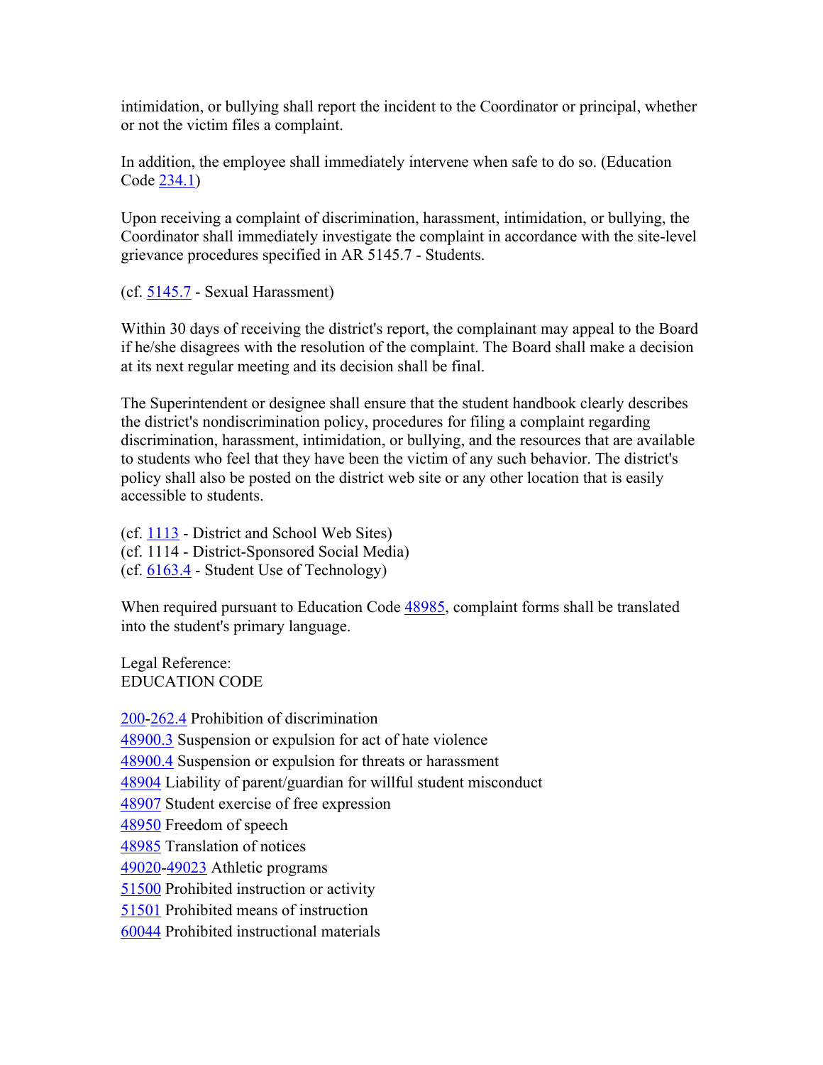intimidation, or bullying shall report the incident to the Coordinator or principal, whether or not the victim files a complaint.

In addition, the employee shall immediately intervene when safe to do so. (Education Code 234.1)

Upon receiving a complaint of discrimination, harassment, intimidation, or bullying, the Coordinator shall immediately investigate the complaint in accordance with the site-level grievance procedures specified in AR 5145.7 - Students.

(cf. 5145.7 - Sexual Harassment)

Within 30 days of receiving the district's report, the complainant may appeal to the Board if he/she disagrees with the resolution of the complaint. The Board shall make a decision at its next regular meeting and its decision shall be final.

The Superintendent or designee shall ensure that the student handbook clearly describes the district's nondiscrimination policy, procedures for filing a complaint regarding discrimination, harassment, intimidation, or bullying, and the resources that are available to students who feel that they have been the victim of any such behavior. The district's policy shall also be posted on the district web site or any other location that is easily accessible to students.

(cf. 1113 - District and School Web Sites)
(cf. 1114 - District-Sponsored Social Media)
(cf. 6163.4 - Student Use of Technology)

When required pursuant to Education Code 48985, complaint forms shall be translated into the student's primary language.

Legal Reference:
EDUCATION CODE

200-262.4 Prohibition of discrimination
48900.3 Suspension or expulsion for act of hate violence
48900.4 Suspension or expulsion for threats or harassment
48904 Liability of parent/guardian for willful student misconduct
48907 Student exercise of free expression
48950 Freedom of speech
48985 Translation of notices
49020-49023 Athletic programs
51500 Prohibited instruction or activity
51501 Prohibited means of instruction
60044 Prohibited instructional materials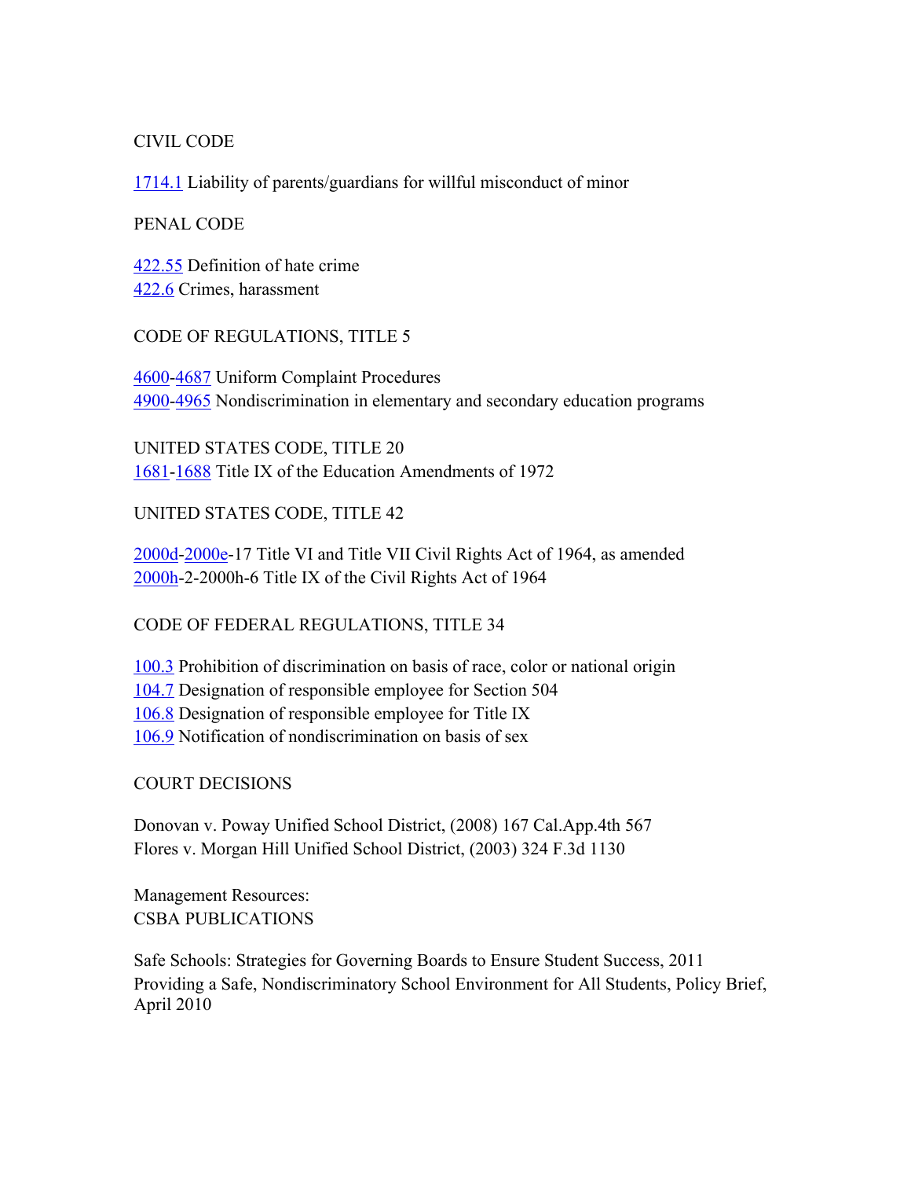CIVIL CODE

1714.1 Liability of parents/guardians for willful misconduct of minor

PENAL CODE

422.55 Definition of hate crime
422.6 Crimes, harassment

CODE OF REGULATIONS, TITLE 5

4600-4687 Uniform Complaint Procedures
4900-4965 Nondiscrimination in elementary and secondary education programs

UNITED STATES CODE, TITLE 20
1681-1688 Title IX of the Education Amendments of 1972

UNITED STATES CODE, TITLE 42

2000d-2000e-17 Title VI and Title VII Civil Rights Act of 1964, as amended
2000h-2-2000h-6 Title IX of the Civil Rights Act of 1964

CODE OF FEDERAL REGULATIONS, TITLE 34

100.3 Prohibition of discrimination on basis of race, color or national origin
104.7 Designation of responsible employee for Section 504
106.8 Designation of responsible employee for Title IX
106.9 Notification of nondiscrimination on basis of sex

COURT DECISIONS

Donovan v. Poway Unified School District, (2008) 167 Cal.App.4th 567
Flores v. Morgan Hill Unified School District, (2003) 324 F.3d 1130

Management Resources:
CSBA PUBLICATIONS

Safe Schools: Strategies for Governing Boards to Ensure Student Success, 2011
Providing a Safe, Nondiscriminatory School Environment for All Students, Policy Brief, April 2010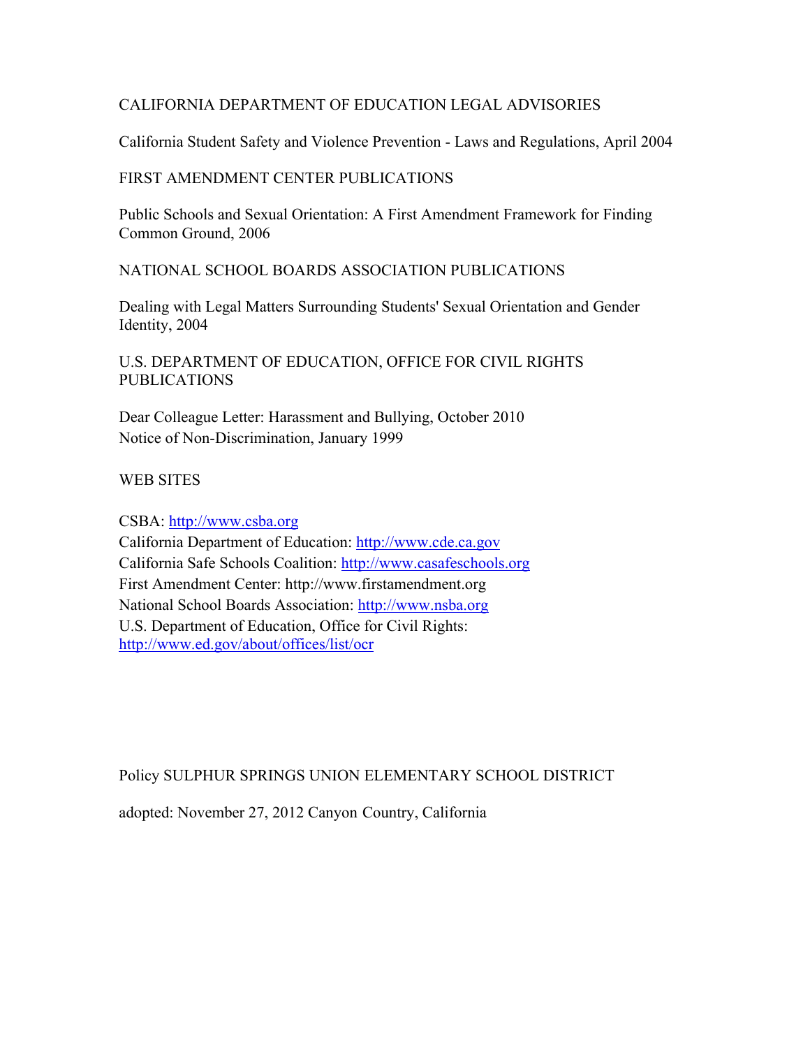CALIFORNIA DEPARTMENT OF EDUCATION LEGAL ADVISORIES

California Student Safety and Violence Prevention - Laws and Regulations, April 2004

FIRST AMENDMENT CENTER PUBLICATIONS

Public Schools and Sexual Orientation: A First Amendment Framework for Finding Common Ground, 2006

NATIONAL SCHOOL BOARDS ASSOCIATION PUBLICATIONS

Dealing with Legal Matters Surrounding Students' Sexual Orientation and Gender Identity, 2004

U.S. DEPARTMENT OF EDUCATION, OFFICE FOR CIVIL RIGHTS PUBLICATIONS

Dear Colleague Letter: Harassment and Bullying, October 2010
Notice of Non-Discrimination, January 1999

WEB SITES

CSBA: http://www.csba.org
California Department of Education: http://www.cde.ca.gov
California Safe Schools Coalition: http://www.casafeschools.org
First Amendment Center: http://www.firstamendment.org
National School Boards Association: http://www.nsba.org
U.S. Department of Education, Office for Civil Rights: http://www.ed.gov/about/offices/list/ocr

Policy SULPHUR SPRINGS UNION ELEMENTARY SCHOOL DISTRICT

adopted: November 27, 2012 Canyon Country, California